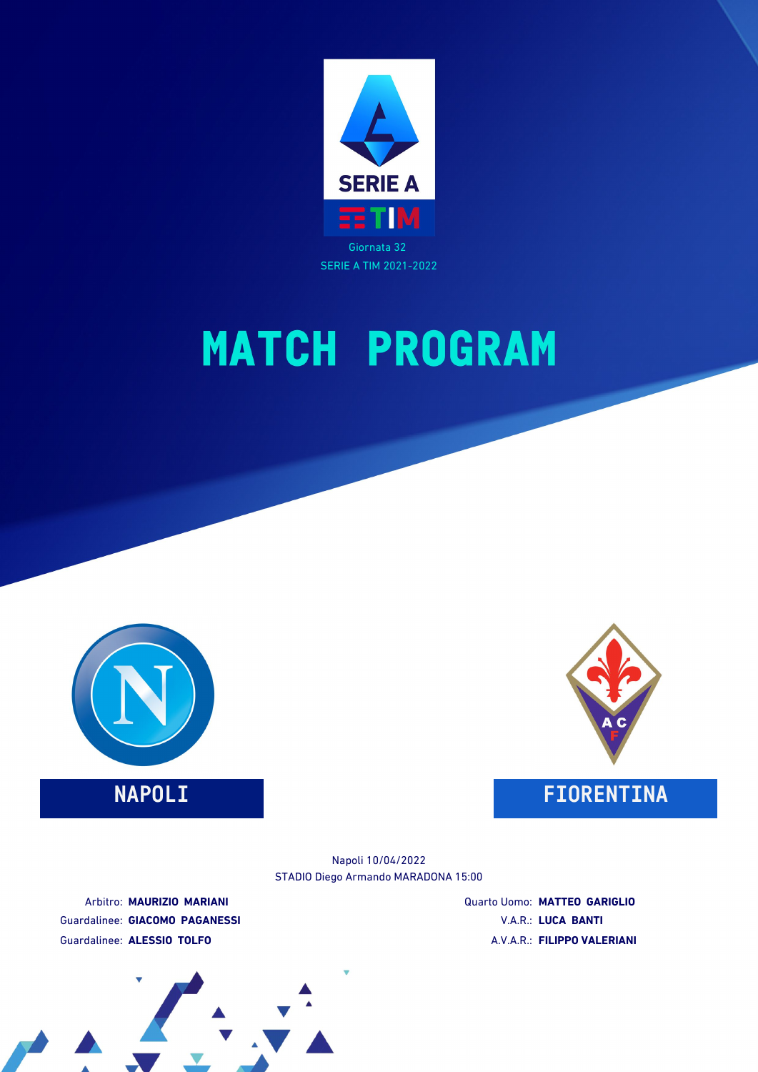Giornata 32

SERIE A TIM 2021-2022

# MATCH PROGRAM

**NAPOLI** — **FIORENTINA**

Napoli 10/04/2022

STADIO Diego Armando MARADONA 15:00

Arbitro: **MAURIZIO MARIANI**

Guardalinee: **GIACOMO PAGANESSI**

Guardalinee: **ALESSIO TOLFO**

Quarto Uomo: **MATTEO GARIGLIO**

V.A.R.: **LUCA BANTI**

A.V.A.R.: **FILIPPO VALERIANI**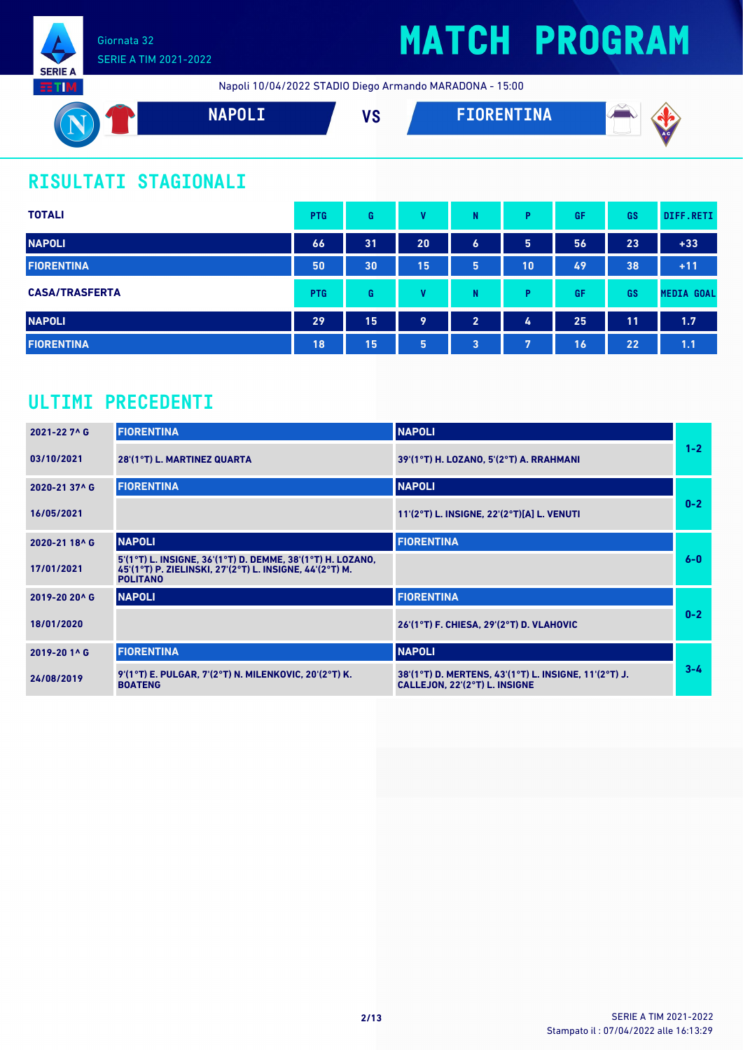Giornata 32
SERIE A TIM 2021-2022

# MATCH PROGRAM

Napoli 10/04/2022 STADIO Diego Armando MARADONA - 15:00

**NAPOLI** VS **FIORENTINA**

## RISULTATI STAGIONALI

| TOTALI | PTG | G | V | N | P | GF | GS | DIFF.RETI |
|---|---|---|---|---|---|---|---|---|
| NAPOLI | 66 | 31 | 20 | 6 | 5 | 56 | 23 | +33 |
| FIORENTINA | 50 | 30 | 15 | 5 | 10 | 49 | 38 | +11 |

| CASA/TRASFERTA | PTG | G | V | N | P | GF | GS | MEDIA GOAL |
|---|---|---|---|---|---|---|---|---|
| NAPOLI | 29 | 15 | 9 | 2 | 4 | 25 | 11 | 1.7 |
| FIORENTINA | 18 | 15 | 5 | 3 | 7 | 16 | 22 | 1.1 |

## ULTIMI PRECEDENTI

| Giornata / Data | Casa | Trasferta | Risultato |
|---|---|---|---|
| 2021-22 7^ G | FIORENTINA | NAPOLI | 1-2 |
| 03/10/2021 | 28'(1°T) L. MARTINEZ QUARTA | 39'(1°T) H. LOZANO, 5'(2°T) A. RRAHMANI | |
| 2020-21 37^ G | FIORENTINA | NAPOLI | 0-2 |
| 16/05/2021 | | 11'(2°T) L. INSIGNE, 22'(2°T)[A] L. VENUTI | |
| 2020-21 18^ G | NAPOLI | FIORENTINA | 6-0 |
| 17/01/2021 | 5'(1°T) L. INSIGNE, 36'(1°T) D. DEMME, 38'(1°T) H. LOZANO, 45'(1°T) P. ZIELINSKI, 27'(2°T) L. INSIGNE, 44'(2°T) M. POLITANO | | |
| 2019-20 20^ G | NAPOLI | FIORENTINA | 0-2 |
| 18/01/2020 | | 26'(1°T) F. CHIESA, 29'(2°T) D. VLAHOVIC | |
| 2019-20 1^ G | FIORENTINA | NAPOLI | 3-4 |
| 24/08/2019 | 9'(1°T) E. PULGAR, 7'(2°T) N. MILENKOVIC, 20'(2°T) K. BOATENG | 38'(1°T) D. MERTENS, 43'(1°T) L. INSIGNE, 11'(2°T) J. CALLEJON, 22'(2°T) L. INSIGNE | |

Stampato il : 07/04/2022 alle 16:13:29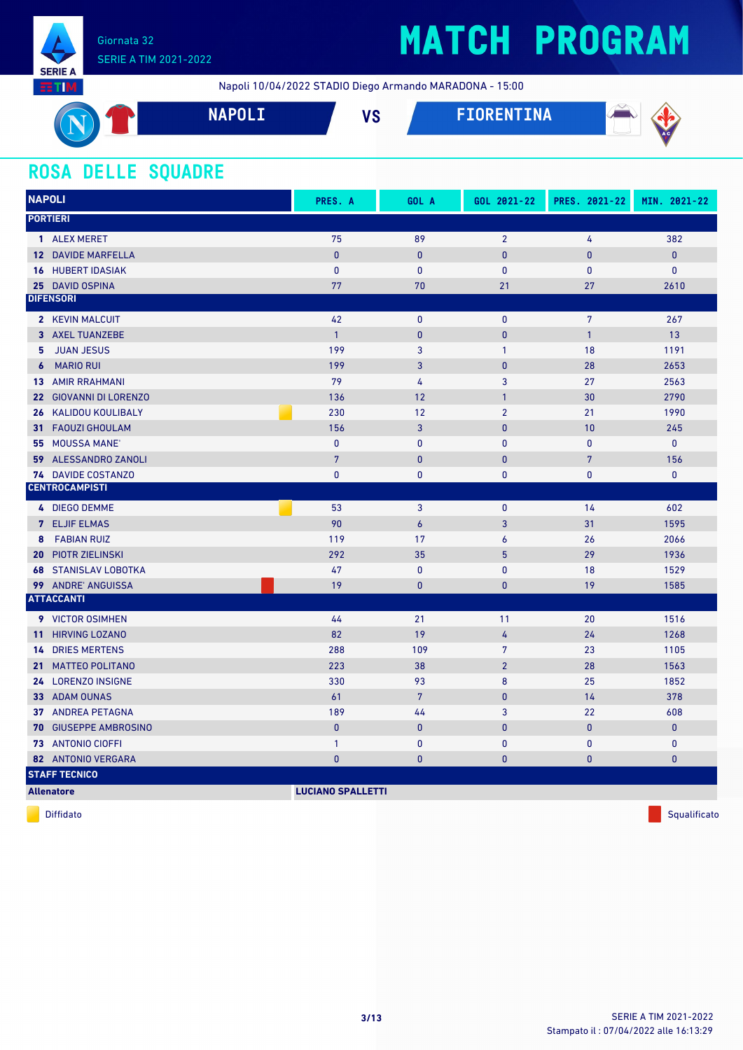# MATCH PROGRAM

Giornata 32
SERIE A TIM 2021-2022

Napoli 10/04/2022 STADIO Diego Armando MARADONA - 15:00

**NAPOLI** VS **FIORENTINA**

## ROSA DELLE SQUADRE

| NAPOLI | | PRES. A | GOL A | GOL 2021-22 | PRES. 2021-22 | MIN. 2021-22 |
|---|---|---|---|---|---|---|
| **PORTIERI** | | | | | | |
| 1 | ALEX MERET | 75 | 89 | 2 | 4 | 382 |
| 12 | DAVIDE MARFELLA | 0 | 0 | 0 | 0 | 0 |
| 16 | HUBERT IDASIAK | 0 | 0 | 0 | 0 | 0 |
| 25 | DAVID OSPINA | 77 | 70 | 21 | 27 | 2610 |
| **DIFENSORI** | | | | | | |
| 2 | KEVIN MALCUIT | 42 | 0 | 0 | 7 | 267 |
| 3 | AXEL TUANZEBE | 1 | 0 | 0 | 1 | 13 |
| 5 | JUAN JESUS | 199 | 3 | 1 | 18 | 1191 |
| 6 | MARIO RUI | 199 | 3 | 0 | 28 | 2653 |
| 13 | AMIR RRAHMANI | 79 | 4 | 3 | 27 | 2563 |
| 22 | GIOVANNI DI LORENZO | 136 | 12 | 1 | 30 | 2790 |
| 26 | KALIDOU KOULIBALY (Diffidato) | 230 | 12 | 2 | 21 | 1990 |
| 31 | FAOUZI GHOULAM | 156 | 3 | 0 | 10 | 245 |
| 55 | MOUSSA MANE' | 0 | 0 | 0 | 0 | 0 |
| 59 | ALESSANDRO ZANOLI | 7 | 0 | 0 | 7 | 156 |
| 74 | DAVIDE COSTANZO | 0 | 0 | 0 | 0 | 0 |
| **CENTROCAMPISTI** | | | | | | |
| 4 | DIEGO DEMME (Diffidato) | 53 | 3 | 0 | 14 | 602 |
| 7 | ELJIF ELMAS | 90 | 6 | 3 | 31 | 1595 |
| 8 | FABIAN RUIZ | 119 | 17 | 6 | 26 | 2066 |
| 20 | PIOTR ZIELINSKI | 292 | 35 | 5 | 29 | 1936 |
| 68 | STANISLAV LOBOTKA | 47 | 0 | 0 | 18 | 1529 |
| 99 | ANDRE' ANGUISSA (Squalificato) | 19 | 0 | 0 | 19 | 1585 |
| **ATTACCANTI** | | | | | | |
| 9 | VICTOR OSIMHEN | 44 | 21 | 11 | 20 | 1516 |
| 11 | HIRVING LOZANO | 82 | 19 | 4 | 24 | 1268 |
| 14 | DRIES MERTENS | 288 | 109 | 7 | 23 | 1105 |
| 21 | MATTEO POLITANO | 223 | 38 | 2 | 28 | 1563 |
| 24 | LORENZO INSIGNE | 330 | 93 | 8 | 25 | 1852 |
| 33 | ADAM OUNAS | 61 | 7 | 0 | 14 | 378 |
| 37 | ANDREA PETAGNA | 189 | 44 | 3 | 22 | 608 |
| 70 | GIUSEPPE AMBROSINO | 0 | 0 | 0 | 0 | 0 |
| 73 | ANTONIO CIOFFI | 1 | 0 | 0 | 0 | 0 |
| 82 | ANTONIO VERGARA | 0 | 0 | 0 | 0 | 0 |

**STAFF TECNICO**

**Allenatore**: **LUCIANO SPALLETTI**

Diffidato — Squalificato

Stampato il : 07/04/2022 alle 16:13:29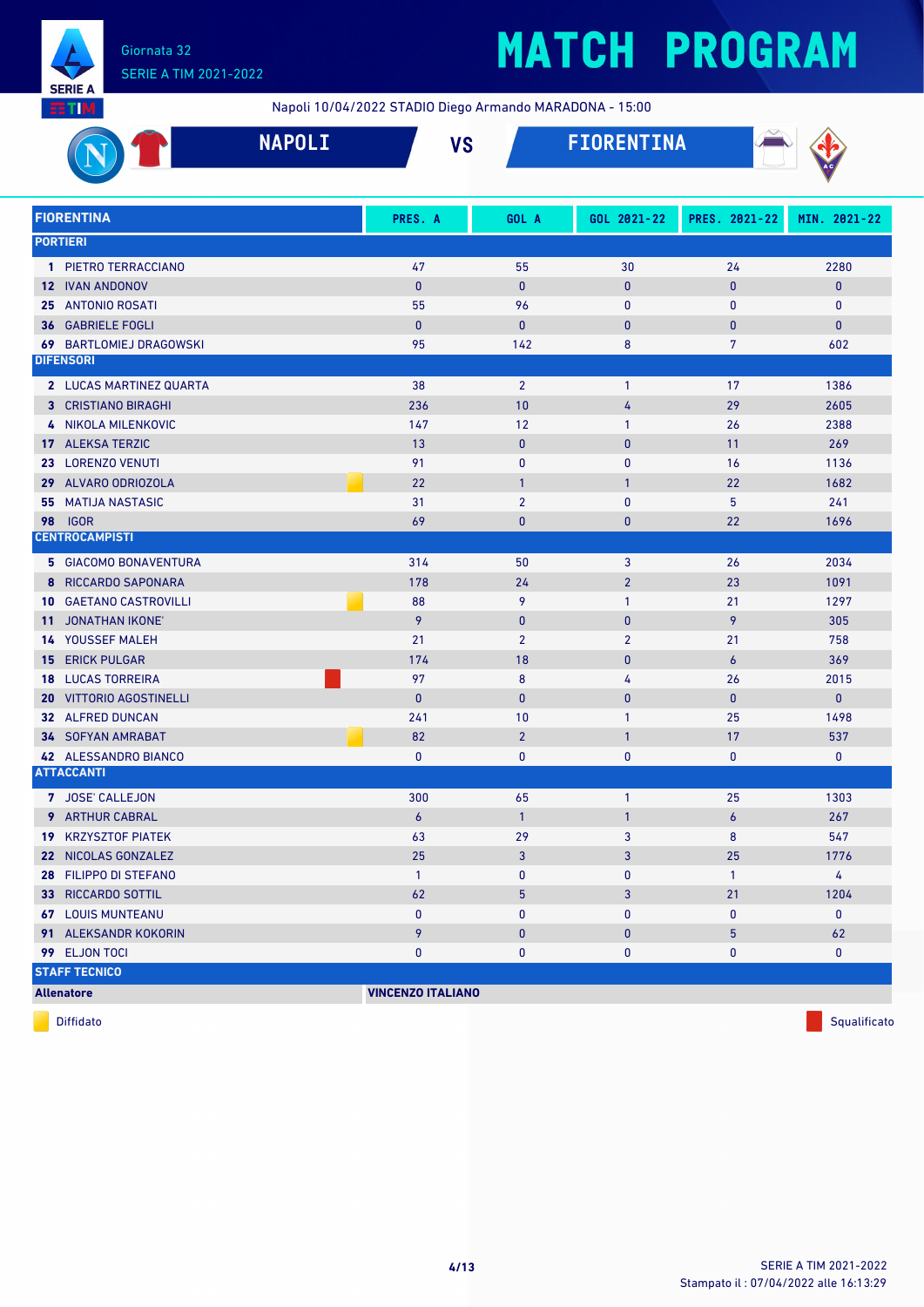Giornata 32
SERIE A TIM 2021-2022

# MATCH PROGRAM

Napoli 10/04/2022 STADIO Diego Armando MARADONA - 15:00

## NAPOLI VS FIORENTINA

| FIORENTINA | PRES. A | GOL A | GOL 2021-22 | PRES. 2021-22 | MIN. 2021-22 |
|---|---|---|---|---|---|
| **PORTIERI** | | | | | |
| 1 PIETRO TERRACCIANO | 47 | 55 | 30 | 24 | 2280 |
| 12 IVAN ANDONOV | 0 | 0 | 0 | 0 | 0 |
| 25 ANTONIO ROSATI | 55 | 96 | 0 | 0 | 0 |
| 36 GABRIELE FOGLI | 0 | 0 | 0 | 0 | 0 |
| 69 BARTLOMIEJ DRAGOWSKI | 95 | 142 | 8 | 7 | 602 |
| **DIFENSORI** | | | | | |
| 2 LUCAS MARTINEZ QUARTA | 38 | 2 | 1 | 17 | 1386 |
| 3 CRISTIANO BIRAGHI | 236 | 10 | 4 | 29 | 2605 |
| 4 NIKOLA MILENKOVIC | 147 | 12 | 1 | 26 | 2388 |
| 17 ALEKSA TERZIC | 13 | 0 | 0 | 11 | 269 |
| 23 LORENZO VENUTI | 91 | 0 | 0 | 16 | 1136 |
| 29 ALVARO ODRIOZOLA (Diffidato) | 22 | 1 | 1 | 22 | 1682 |
| 55 MATIJA NASTASIC | 31 | 2 | 0 | 5 | 241 |
| 98 IGOR | 69 | 0 | 0 | 22 | 1696 |
| **CENTROCAMPISTI** | | | | | |
| 5 GIACOMO BONAVENTURA | 314 | 50 | 3 | 26 | 2034 |
| 8 RICCARDO SAPONARA | 178 | 24 | 2 | 23 | 1091 |
| 10 GAETANO CASTROVILLI (Diffidato) | 88 | 9 | 1 | 21 | 1297 |
| 11 JONATHAN IKONE' | 9 | 0 | 0 | 9 | 305 |
| 14 YOUSSEF MALEH | 21 | 2 | 2 | 21 | 758 |
| 15 ERICK PULGAR | 174 | 18 | 0 | 6 | 369 |
| 18 LUCAS TORREIRA (Squalificato) | 97 | 8 | 4 | 26 | 2015 |
| 20 VITTORIO AGOSTINELLI | 0 | 0 | 0 | 0 | 0 |
| 32 ALFRED DUNCAN | 241 | 10 | 1 | 25 | 1498 |
| 34 SOFYAN AMRABAT (Diffidato) | 82 | 2 | 1 | 17 | 537 |
| 42 ALESSANDRO BIANCO | 0 | 0 | 0 | 0 | 0 |
| **ATTACCANTI** | | | | | |
| 7 JOSE' CALLEJON | 300 | 65 | 1 | 25 | 1303 |
| 9 ARTHUR CABRAL | 6 | 1 | 1 | 6 | 267 |
| 19 KRZYSZTOF PIATEK | 63 | 29 | 3 | 8 | 547 |
| 22 NICOLAS GONZALEZ | 25 | 3 | 3 | 25 | 1776 |
| 28 FILIPPO DI STEFANO | 1 | 0 | 0 | 1 | 4 |
| 33 RICCARDO SOTTIL | 62 | 5 | 3 | 21 | 1204 |
| 67 LOUIS MUNTEANU | 0 | 0 | 0 | 0 | 0 |
| 91 ALEKSANDR KOKORIN | 9 | 0 | 0 | 5 | 62 |
| 99 ELJON TOCI | 0 | 0 | 0 | 0 | 0 |

**STAFF TECNICO**

| | |
|---|---|
| **Allenatore** | **VINCENZO ITALIANO** |

Diffidato — Squalificato

Stampato il : 07/04/2022 alle 16:13:29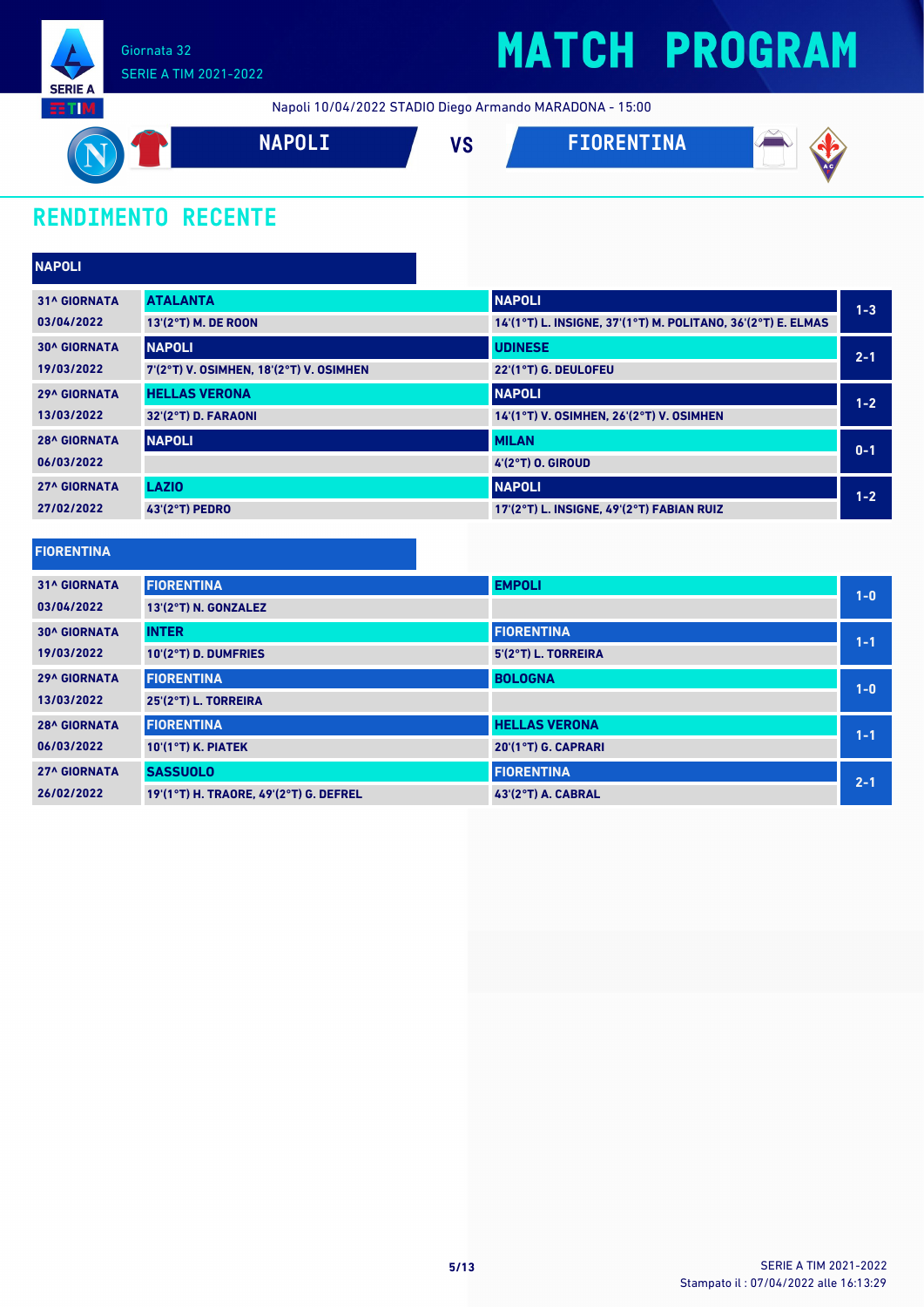Giornata 32
SERIE A TIM 2021-2022

# MATCH PROGRAM

Napoli 10/04/2022 STADIO Diego Armando MARADONA - 15:00

**NAPOLI** VS **FIORENTINA**

## RENDIMENTO RECENTE

### NAPOLI

| Giornata | Casa | Ospite | Risultato |
|---|---|---|---|
| 31^ GIORNATA 03/04/2022 | ATALANTA<br>13'(2°T) M. DE ROON | NAPOLI<br>14'(1°T) L. INSIGNE, 37'(1°T) M. POLITANO, 36'(2°T) E. ELMAS | 1-3 |
| 30^ GIORNATA 19/03/2022 | NAPOLI<br>7'(2°T) V. OSIMHEN, 18'(2°T) V. OSIMHEN | UDINESE<br>22'(1°T) G. DEULOFEU | 2-1 |
| 29^ GIORNATA 13/03/2022 | HELLAS VERONA<br>32'(2°T) D. FARAONI | NAPOLI<br>14'(1°T) V. OSIMHEN, 26'(2°T) V. OSIMHEN | 1-2 |
| 28^ GIORNATA 06/03/2022 | NAPOLI | MILAN<br>4'(2°T) O. GIROUD | 0-1 |
| 27^ GIORNATA 27/02/2022 | LAZIO<br>43'(2°T) PEDRO | NAPOLI<br>17'(2°T) L. INSIGNE, 49'(2°T) FABIAN RUIZ | 1-2 |

### FIORENTINA

| Giornata | Casa | Ospite | Risultato |
|---|---|---|---|
| 31^ GIORNATA 03/04/2022 | FIORENTINA<br>13'(2°T) N. GONZALEZ | EMPOLI | 1-0 |
| 30^ GIORNATA 19/03/2022 | INTER<br>10'(2°T) D. DUMFRIES | FIORENTINA<br>5'(2°T) L. TORREIRA | 1-1 |
| 29^ GIORNATA 13/03/2022 | FIORENTINA<br>25'(2°T) L. TORREIRA | BOLOGNA | 1-0 |
| 28^ GIORNATA 06/03/2022 | FIORENTINA<br>10'(1°T) K. PIATEK | HELLAS VERONA<br>20'(1°T) G. CAPRARI | 1-1 |
| 27^ GIORNATA 26/02/2022 | SASSUOLO<br>19'(1°T) H. TRAORE, 49'(2°T) G. DEFREL | FIORENTINA<br>43'(2°T) A. CABRAL | 2-1 |

Stampato il : 07/04/2022 alle 16:13:29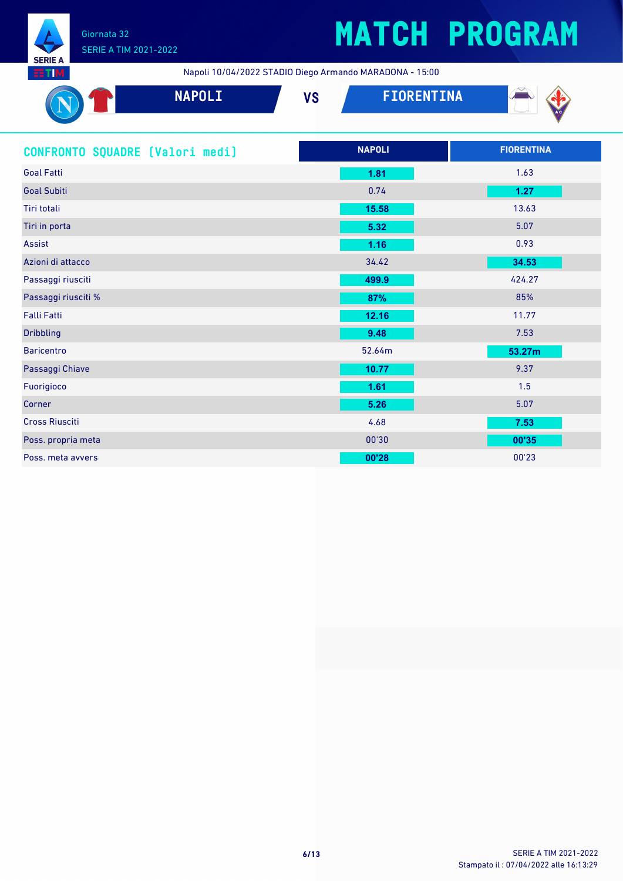# MATCH PROGRAM

Giornata 32

SERIE A TIM 2021-2022

Napoli 10/04/2022 STADIO Diego Armando MARADONA - 15:00

**NAPOLI** VS **FIORENTINA**

| CONFRONTO SQUADRE [Valori medi] | NAPOLI | FIORENTINA |
|---|---|---|
| Goal Fatti | **1.81** | 1.63 |
| Goal Subiti | 0.74 | **1.27** |
| Tiri totali | **15.58** | 13.63 |
| Tiri in porta | **5.32** | 5.07 |
| Assist | **1.16** | 0.93 |
| Azioni di attacco | 34.42 | **34.53** |
| Passaggi riusciti | **499.9** | 424.27 |
| Passaggi riusciti % | **87%** | 85% |
| Falli Fatti | **12.16** | 11.77 |
| Dribbling | **9.48** | 7.53 |
| Baricentro | 52.64m | **53.27m** |
| Passaggi Chiave | **10.77** | 9.37 |
| Fuorigioco | **1.61** | 1.5 |
| Corner | **5.26** | 5.07 |
| Cross Riusciti | 4.68 | **7.53** |
| Poss. propria meta | 00'30 | **00'35** |
| Poss. meta avvers | **00'28** | 00'23 |

SERIE A TIM 2021-2022
Stampato il : 07/04/2022 alle 16:13:29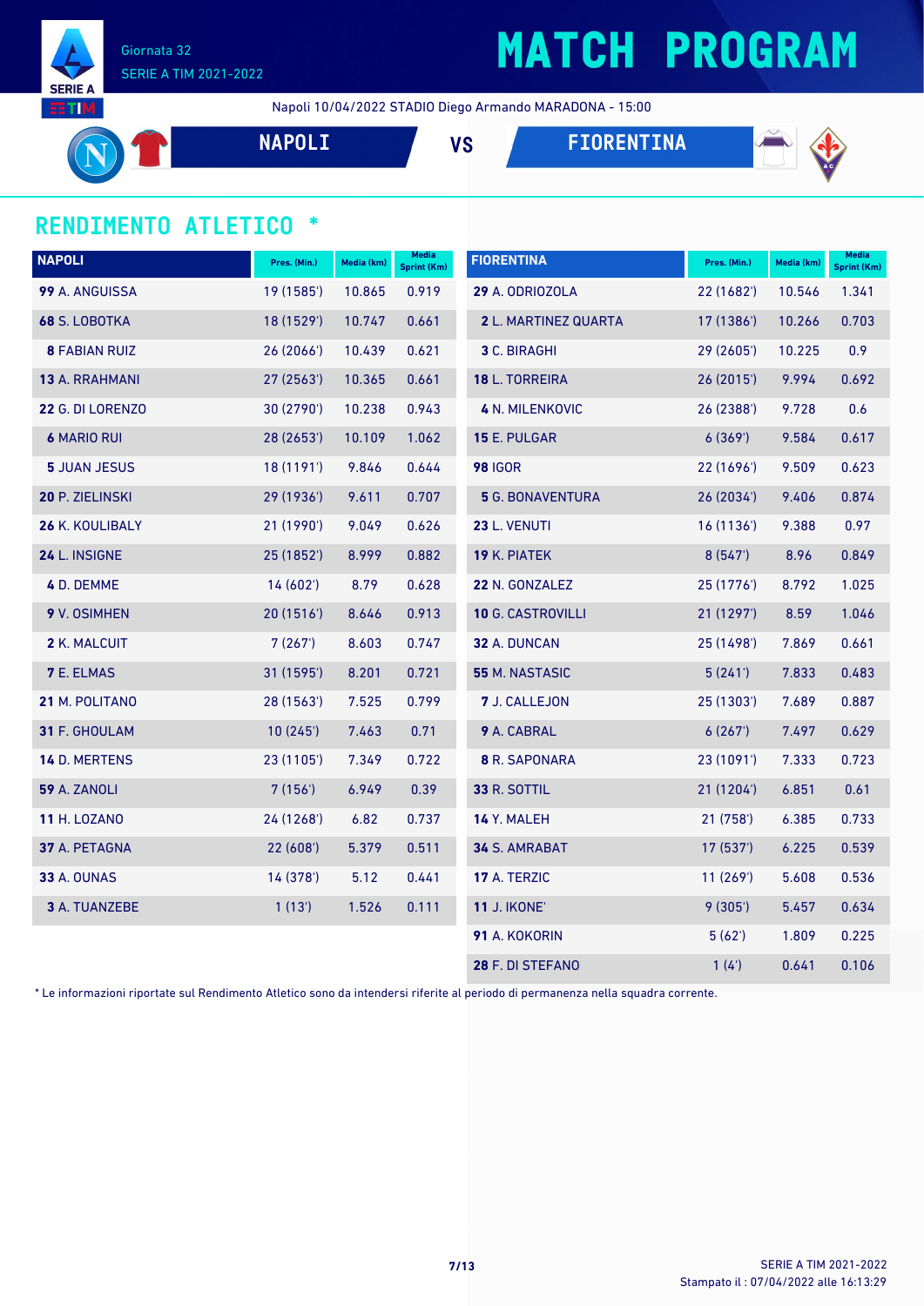# MATCH PROGRAM

Giornata 32
SERIE A TIM 2021-2022

Napoli 10/04/2022 STADIO Diego Armando MARADONA - 15:00

**NAPOLI** VS **FIORENTINA**

## RENDIMENTO ATLETICO *

| NAPOLI | Pres. (Min.) | Media (km) | Media Sprint (Km) |
|---|---|---|---|
| **99** A. ANGUISSA | 19 (1585') | 10.865 | 0.919 |
| **68** S. LOBOTKA | 18 (1529') | 10.747 | 0.661 |
| **8** FABIAN RUIZ | 26 (2066') | 10.439 | 0.621 |
| **13** A. RRAHMANI | 27 (2563') | 10.365 | 0.661 |
| **22** G. DI LORENZO | 30 (2790') | 10.238 | 0.943 |
| **6** MARIO RUI | 28 (2653') | 10.109 | 1.062 |
| **5** JUAN JESUS | 18 (1191') | 9.846 | 0.644 |
| **20** P. ZIELINSKI | 29 (1936') | 9.611 | 0.707 |
| **26** K. KOULIBALY | 21 (1990') | 9.049 | 0.626 |
| **24** L. INSIGNE | 25 (1852') | 8.999 | 0.882 |
| **4** D. DEMME | 14 (602') | 8.79 | 0.628 |
| **9** V. OSIMHEN | 20 (1516') | 8.646 | 0.913 |
| **2** K. MALCUIT | 7 (267') | 8.603 | 0.747 |
| **7** E. ELMAS | 31 (1595') | 8.201 | 0.721 |
| **21** M. POLITANO | 28 (1563') | 7.525 | 0.799 |
| **31** F. GHOULAM | 10 (245') | 7.463 | 0.71 |
| **14** D. MERTENS | 23 (1105') | 7.349 | 0.722 |
| **59** A. ZANOLI | 7 (156') | 6.949 | 0.39 |
| **11** H. LOZANO | 24 (1268') | 6.82 | 0.737 |
| **37** A. PETAGNA | 22 (608') | 5.379 | 0.511 |
| **33** A. OUNAS | 14 (378') | 5.12 | 0.441 |
| **3** A. TUANZEBE | 1 (13') | 1.526 | 0.111 |

| FIORENTINA | Pres. (Min.) | Media (km) | Media Sprint (Km) |
|---|---|---|---|
| **29** A. ODRIOZOLA | 22 (1682') | 10.546 | 1.341 |
| **2** L. MARTINEZ QUARTA | 17 (1386') | 10.266 | 0.703 |
| **3** C. BIRAGHI | 29 (2605') | 10.225 | 0.9 |
| **18** L. TORREIRA | 26 (2015') | 9.994 | 0.692 |
| **4** N. MILENKOVIC | 26 (2388') | 9.728 | 0.6 |
| **15** E. PULGAR | 6 (369') | 9.584 | 0.617 |
| **98** IGOR | 22 (1696') | 9.509 | 0.623 |
| **5** G. BONAVENTURA | 26 (2034') | 9.406 | 0.874 |
| **23** L. VENUTI | 16 (1136') | 9.388 | 0.97 |
| **19** K. PIATEK | 8 (547') | 8.96 | 0.849 |
| **22** N. GONZALEZ | 25 (1776') | 8.792 | 1.025 |
| **10** G. CASTROVILLI | 21 (1297') | 8.59 | 1.046 |
| **32** A. DUNCAN | 25 (1498') | 7.869 | 0.661 |
| **55** M. NASTASIC | 5 (241') | 7.833 | 0.483 |
| **7** J. CALLEJON | 25 (1303') | 7.689 | 0.887 |
| **9** A. CABRAL | 6 (267') | 7.497 | 0.629 |
| **8** R. SAPONARA | 23 (1091') | 7.333 | 0.723 |
| **33** R. SOTTIL | 21 (1204') | 6.851 | 0.61 |
| **14** Y. MALEH | 21 (758') | 6.385 | 0.733 |
| **34** S. AMRABAT | 17 (537') | 6.225 | 0.539 |
| **17** A. TERZIC | 11 (269') | 5.608 | 0.536 |
| **11** J. IKONE' | 9 (305') | 5.457 | 0.634 |
| **91** A. KOKORIN | 5 (62') | 1.809 | 0.225 |
| **28** F. DI STEFANO | 1 (4') | 0.641 | 0.106 |

* Le informazioni riportate sul Rendimento Atletico sono da intendersi riferite al periodo di permanenza nella squadra corrente.

SERIE A TIM 2021-2022
Stampato il : 07/04/2022 alle 16:13:29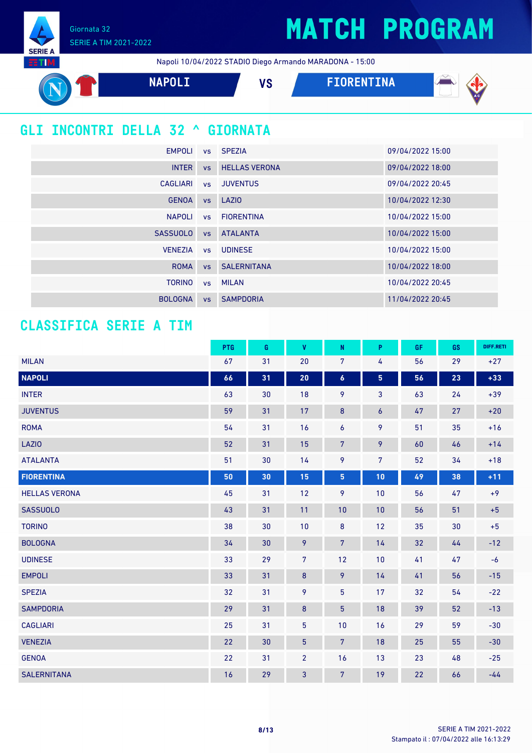Giornata 32
SERIE A TIM 2021-2022

# MATCH PROGRAM

Napoli 10/04/2022 STADIO Diego Armando MARADONA - 15:00

**NAPOLI** VS **FIORENTINA**

## GLI INCONTRI DELLA 32 ^ GIORNATA

| | | | |
|---|---|---|---|
| EMPOLI | vs | SPEZIA | 09/04/2022 15:00 |
| INTER | vs | HELLAS VERONA | 09/04/2022 18:00 |
| CAGLIARI | vs | JUVENTUS | 09/04/2022 20:45 |
| GENOA | vs | LAZIO | 10/04/2022 12:30 |
| NAPOLI | vs | FIORENTINA | 10/04/2022 15:00 |
| SASSUOLO | vs | ATALANTA | 10/04/2022 15:00 |
| VENEZIA | vs | UDINESE | 10/04/2022 15:00 |
| ROMA | vs | SALERNITANA | 10/04/2022 18:00 |
| TORINO | vs | MILAN | 10/04/2022 20:45 |
| BOLOGNA | vs | SAMPDORIA | 11/04/2022 20:45 |

## CLASSIFICA SERIE A TIM

| | PTG | G | V | N | P | GF | GS | DIFF.RETI |
|---|---|---|---|---|---|---|---|---|
| MILAN | 67 | 31 | 20 | 7 | 4 | 56 | 29 | +27 |
| **NAPOLI** | **66** | **31** | **20** | **6** | **5** | **56** | **23** | **+33** |
| INTER | 63 | 30 | 18 | 9 | 3 | 63 | 24 | +39 |
| JUVENTUS | 59 | 31 | 17 | 8 | 6 | 47 | 27 | +20 |
| ROMA | 54 | 31 | 16 | 6 | 9 | 51 | 35 | +16 |
| LAZIO | 52 | 31 | 15 | 7 | 9 | 60 | 46 | +14 |
| ATALANTA | 51 | 30 | 14 | 9 | 7 | 52 | 34 | +18 |
| **FIORENTINA** | **50** | **30** | **15** | **5** | **10** | **49** | **38** | **+11** |
| HELLAS VERONA | 45 | 31 | 12 | 9 | 10 | 56 | 47 | +9 |
| SASSUOLO | 43 | 31 | 11 | 10 | 10 | 56 | 51 | +5 |
| TORINO | 38 | 30 | 10 | 8 | 12 | 35 | 30 | +5 |
| BOLOGNA | 34 | 30 | 9 | 7 | 14 | 32 | 44 | -12 |
| UDINESE | 33 | 29 | 7 | 12 | 10 | 41 | 47 | -6 |
| EMPOLI | 33 | 31 | 8 | 9 | 14 | 41 | 56 | -15 |
| SPEZIA | 32 | 31 | 9 | 5 | 17 | 32 | 54 | -22 |
| SAMPDORIA | 29 | 31 | 8 | 5 | 18 | 39 | 52 | -13 |
| CAGLIARI | 25 | 31 | 5 | 10 | 16 | 29 | 59 | -30 |
| VENEZIA | 22 | 30 | 5 | 7 | 18 | 25 | 55 | -30 |
| GENOA | 22 | 31 | 2 | 16 | 13 | 23 | 48 | -25 |
| SALERNITANA | 16 | 29 | 3 | 7 | 19 | 22 | 66 | -44 |

SERIE A TIM 2021-2022
Stampato il : 07/04/2022 alle 16:13:29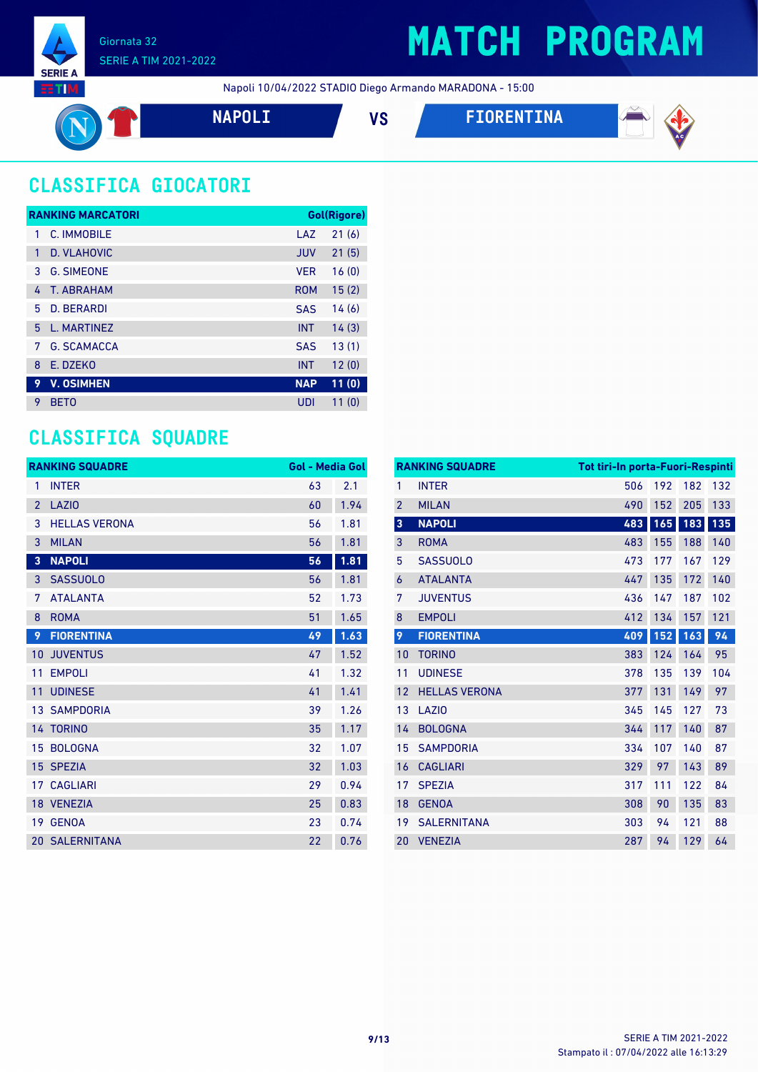Giornata 32
SERIE A TIM 2021-2022

# MATCH PROGRAM

Napoli 10/04/2022 STADIO Diego Armando MARADONA - 15:00

**NAPOLI** VS **FIORENTINA**

## CLASSIFICA GIOCATORI

| RANKING MARCATORI | | | Gol(Rigore) |
|---|---|---|---|
| 1 | C. IMMOBILE | LAZ | 21 (6) |
| 1 | D. VLAHOVIC | JUV | 21 (5) |
| 3 | G. SIMEONE | VER | 16 (0) |
| 4 | T. ABRAHAM | ROM | 15 (2) |
| 5 | D. BERARDI | SAS | 14 (6) |
| 5 | L. MARTINEZ | INT | 14 (3) |
| 7 | G. SCAMACCA | SAS | 13 (1) |
| 8 | E. DZEKO | INT | 12 (0) |
| **9** | **V. OSIMHEN** | **NAP** | **11 (0)** |
| 9 | BETO | UDI | 11 (0) |

## CLASSIFICA SQUADRE

| RANKING SQUADRE | | Gol | Media Gol |
|---|---|---|---|
| 1 | INTER | 63 | 2.1 |
| 2 | LAZIO | 60 | 1.94 |
| 3 | HELLAS VERONA | 56 | 1.81 |
| 3 | MILAN | 56 | 1.81 |
| **3** | **NAPOLI** | **56** | **1.81** |
| 3 | SASSUOLO | 56 | 1.81 |
| 7 | ATALANTA | 52 | 1.73 |
| 8 | ROMA | 51 | 1.65 |
| **9** | **FIORENTINA** | **49** | **1.63** |
| 10 | JUVENTUS | 47 | 1.52 |
| 11 | EMPOLI | 41 | 1.32 |
| 11 | UDINESE | 41 | 1.41 |
| 13 | SAMPDORIA | 39 | 1.26 |
| 14 | TORINO | 35 | 1.17 |
| 15 | BOLOGNA | 32 | 1.07 |
| 15 | SPEZIA | 32 | 1.03 |
| 17 | CAGLIARI | 29 | 0.94 |
| 18 | VENEZIA | 25 | 0.83 |
| 19 | GENOA | 23 | 0.74 |
| 20 | SALERNITANA | 22 | 0.76 |

| RANKING SQUADRE | | Tot tiri | In porta | Fuori | Respinti |
|---|---|---|---|---|---|
| 1 | INTER | 506 | 192 | 182 | 132 |
| 2 | MILAN | 490 | 152 | 205 | 133 |
| **3** | **NAPOLI** | **483** | **165** | **183** | **135** |
| 3 | ROMA | 483 | 155 | 188 | 140 |
| 5 | SASSUOLO | 473 | 177 | 167 | 129 |
| 6 | ATALANTA | 447 | 135 | 172 | 140 |
| 7 | JUVENTUS | 436 | 147 | 187 | 102 |
| 8 | EMPOLI | 412 | 134 | 157 | 121 |
| **9** | **FIORENTINA** | **409** | **152** | **163** | **94** |
| 10 | TORINO | 383 | 124 | 164 | 95 |
| 11 | UDINESE | 378 | 135 | 139 | 104 |
| 12 | HELLAS VERONA | 377 | 131 | 149 | 97 |
| 13 | LAZIO | 345 | 145 | 127 | 73 |
| 14 | BOLOGNA | 344 | 117 | 140 | 87 |
| 15 | SAMPDORIA | 334 | 107 | 140 | 87 |
| 16 | CAGLIARI | 329 | 97 | 143 | 89 |
| 17 | SPEZIA | 317 | 111 | 122 | 84 |
| 18 | GENOA | 308 | 90 | 135 | 83 |
| 19 | SALERNITANA | 303 | 94 | 121 | 88 |
| 20 | VENEZIA | 287 | 94 | 129 | 64 |

Stampato il : 07/04/2022 alle 16:13:29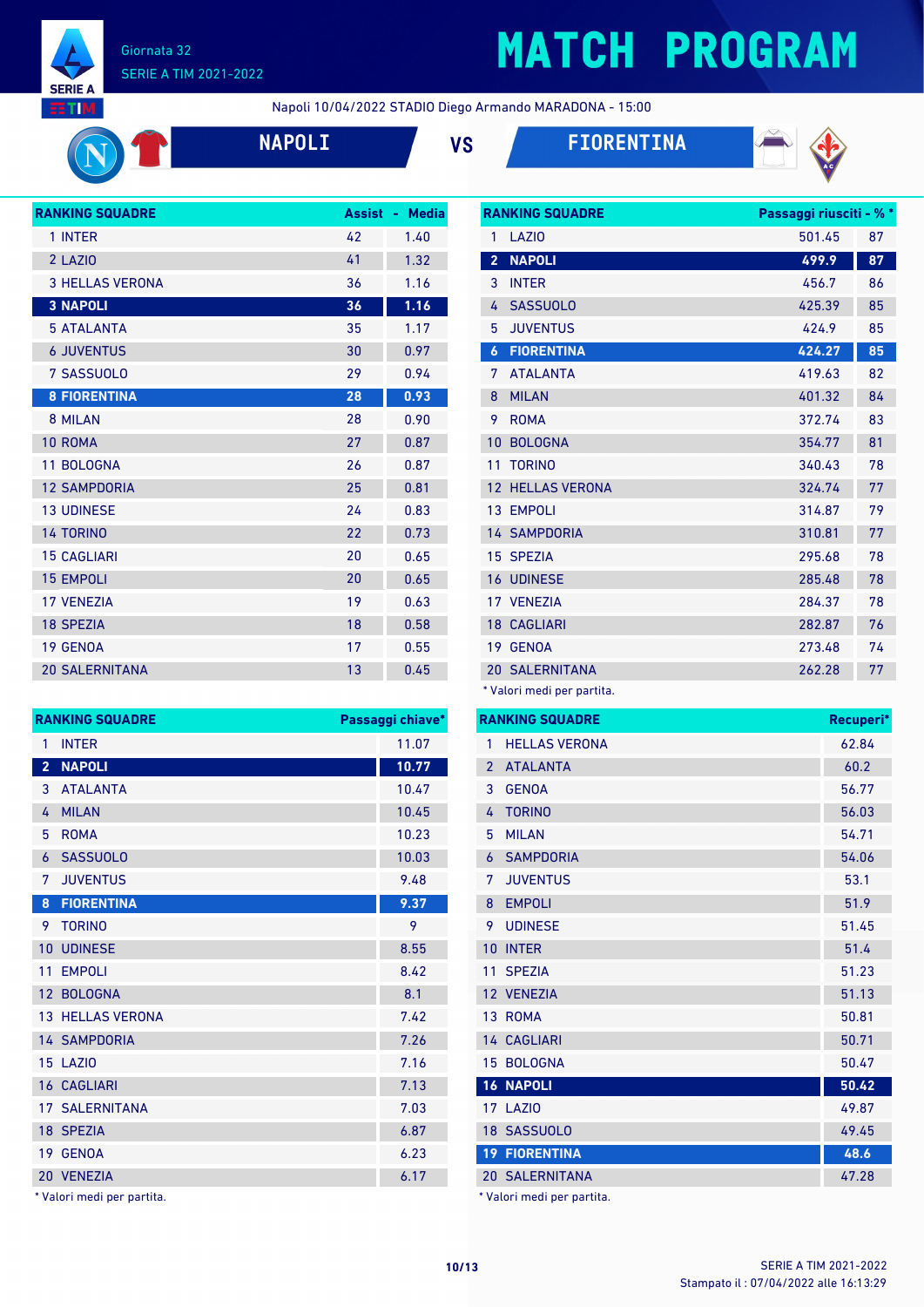# MATCH PROGRAM

Giornata 32
SERIE A TIM 2021-2022

Napoli 10/04/2022 STADIO Diego Armando MARADONA - 15:00

**NAPOLI** VS **FIORENTINA**

| RANKING SQUADRE | Assist | Media |
|---|---|---|
| 1 INTER | 42 | 1.40 |
| 2 LAZIO | 41 | 1.32 |
| 3 HELLAS VERONA | 36 | 1.16 |
| **3 NAPOLI** | **36** | **1.16** |
| 5 ATALANTA | 35 | 1.17 |
| 6 JUVENTUS | 30 | 0.97 |
| 7 SASSUOLO | 29 | 0.94 |
| **8 FIORENTINA** | **28** | **0.93** |
| 8 MILAN | 28 | 0.90 |
| 10 ROMA | 27 | 0.87 |
| 11 BOLOGNA | 26 | 0.87 |
| 12 SAMPDORIA | 25 | 0.81 |
| 13 UDINESE | 24 | 0.83 |
| 14 TORINO | 22 | 0.73 |
| 15 CAGLIARI | 20 | 0.65 |
| 15 EMPOLI | 20 | 0.65 |
| 17 VENEZIA | 19 | 0.63 |
| 18 SPEZIA | 18 | 0.58 |
| 19 GENOA | 17 | 0.55 |
| 20 SALERNITANA | 13 | 0.45 |

| RANKING SQUADRE | Passaggi riusciti* | %* |
|---|---|---|
| 1 LAZIO | 501.45 | 87 |
| **2 NAPOLI** | **499.9** | **87** |
| 3 INTER | 456.7 | 86 |
| 4 SASSUOLO | 425.39 | 85 |
| 5 JUVENTUS | 424.9 | 85 |
| **6 FIORENTINA** | **424.27** | **85** |
| 7 ATALANTA | 419.63 | 82 |
| 8 MILAN | 401.32 | 84 |
| 9 ROMA | 372.74 | 83 |
| 10 BOLOGNA | 354.77 | 81 |
| 11 TORINO | 340.43 | 78 |
| 12 HELLAS VERONA | 324.74 | 77 |
| 13 EMPOLI | 314.87 | 79 |
| 14 SAMPDORIA | 310.81 | 77 |
| 15 SPEZIA | 295.68 | 78 |
| 16 UDINESE | 285.48 | 78 |
| 17 VENEZIA | 284.37 | 78 |
| 18 CAGLIARI | 282.87 | 76 |
| 19 GENOA | 273.48 | 74 |
| 20 SALERNITANA | 262.28 | 77 |

* Valori medi per partita.

| RANKING SQUADRE | Passaggi chiave* |
|---|---|
| 1 INTER | 11.07 |
| **2 NAPOLI** | **10.77** |
| 3 ATALANTA | 10.47 |
| 4 MILAN | 10.45 |
| 5 ROMA | 10.23 |
| 6 SASSUOLO | 10.03 |
| 7 JUVENTUS | 9.48 |
| **8 FIORENTINA** | **9.37** |
| 9 TORINO | 9 |
| 10 UDINESE | 8.55 |
| 11 EMPOLI | 8.42 |
| 12 BOLOGNA | 8.1 |
| 13 HELLAS VERONA | 7.42 |
| 14 SAMPDORIA | 7.26 |
| 15 LAZIO | 7.16 |
| 16 CAGLIARI | 7.13 |
| 17 SALERNITANA | 7.03 |
| 18 SPEZIA | 6.87 |
| 19 GENOA | 6.23 |
| 20 VENEZIA | 6.17 |

* Valori medi per partita.

| RANKING SQUADRE | Recuperi* |
|---|---|
| 1 HELLAS VERONA | 62.84 |
| 2 ATALANTA | 60.2 |
| 3 GENOA | 56.77 |
| 4 TORINO | 56.03 |
| 5 MILAN | 54.71 |
| 6 SAMPDORIA | 54.06 |
| 7 JUVENTUS | 53.1 |
| 8 EMPOLI | 51.9 |
| 9 UDINESE | 51.45 |
| 10 INTER | 51.4 |
| 11 SPEZIA | 51.23 |
| 12 VENEZIA | 51.13 |
| 13 ROMA | 50.81 |
| 14 CAGLIARI | 50.71 |
| 15 BOLOGNA | 50.47 |
| **16 NAPOLI** | **50.42** |
| 17 LAZIO | 49.87 |
| 18 SASSUOLO | 49.45 |
| **19 FIORENTINA** | **48.6** |
| 20 SALERNITANA | 47.28 |

* Valori medi per partita.

SERIE A TIM 2021-2022
Stampato il : 07/04/2022 alle 16:13:29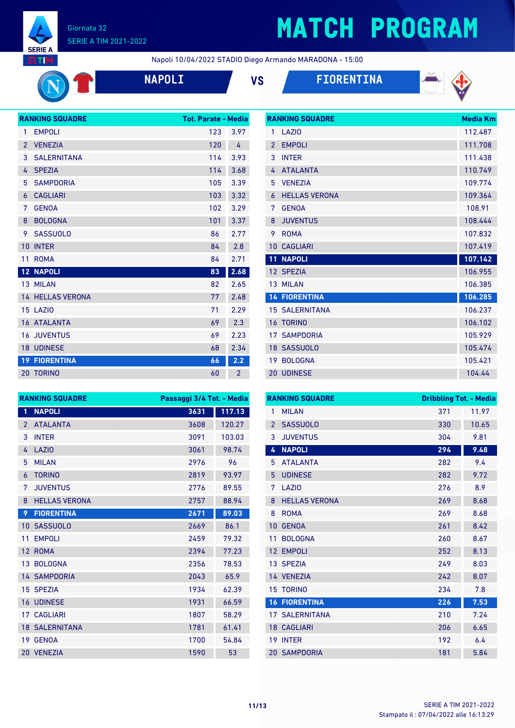# MATCH PROGRAM

Giornata 32
SERIE A TIM 2021-2022

Napoli 10/04/2022 STADIO Diego Armando MARADONA - 15:00

## NAPOLI VS FIORENTINA

| RANKING SQUADRE | | Tot. Parate | Media |
|---|---|---|---|
| 1 | EMPOLI | 123 | 3.97 |
| 2 | VENEZIA | 120 | 4 |
| 3 | SALERNITANA | 114 | 3.93 |
| 4 | SPEZIA | 114 | 3.68 |
| 5 | SAMPDORIA | 105 | 3.39 |
| 6 | CAGLIARI | 103 | 3.32 |
| 7 | GENOA | 102 | 3.29 |
| 8 | BOLOGNA | 101 | 3.37 |
| 9 | SASSUOLO | 86 | 2.77 |
| 10 | INTER | 84 | 2.8 |
| 11 | ROMA | 84 | 2.71 |
| **12** | **NAPOLI** | **83** | **2.68** |
| 13 | MILAN | 82 | 2.65 |
| 14 | HELLAS VERONA | 77 | 2.48 |
| 15 | LAZIO | 71 | 2.29 |
| 16 | ATALANTA | 69 | 2.3 |
| 16 | JUVENTUS | 69 | 2.23 |
| 18 | UDINESE | 68 | 2.34 |
| **19** | **FIORENTINA** | **66** | **2.2** |
| 20 | TORINO | 60 | 2 |

| RANKING SQUADRE | | Media Km |
|---|---|---|
| 1 | LAZIO | 112.487 |
| 2 | EMPOLI | 111.708 |
| 3 | INTER | 111.438 |
| 4 | ATALANTA | 110.749 |
| 5 | VENEZIA | 109.774 |
| 6 | HELLAS VERONA | 109.364 |
| 7 | GENOA | 108.91 |
| 8 | JUVENTUS | 108.444 |
| 9 | ROMA | 107.832 |
| 10 | CAGLIARI | 107.419 |
| **11** | **NAPOLI** | **107.142** |
| 12 | SPEZIA | 106.955 |
| 13 | MILAN | 106.385 |
| **14** | **FIORENTINA** | **106.285** |
| 15 | SALERNITANA | 106.237 |
| 16 | TORINO | 106.102 |
| 17 | SAMPDORIA | 105.929 |
| 18 | SASSUOLO | 105.474 |
| 19 | BOLOGNA | 105.421 |
| 20 | UDINESE | 104.44 |

| RANKING SQUADRE | | Passaggi 3/4 Tot. | Media |
|---|---|---|---|
| **1** | **NAPOLI** | **3631** | **117.13** |
| 2 | ATALANTA | 3608 | 120.27 |
| 3 | INTER | 3091 | 103.03 |
| 4 | LAZIO | 3061 | 98.74 |
| 5 | MILAN | 2976 | 96 |
| 6 | TORINO | 2819 | 93.97 |
| 7 | JUVENTUS | 2776 | 89.55 |
| 8 | HELLAS VERONA | 2757 | 88.94 |
| **9** | **FIORENTINA** | **2671** | **89.03** |
| 10 | SASSUOLO | 2669 | 86.1 |
| 11 | EMPOLI | 2459 | 79.32 |
| 12 | ROMA | 2394 | 77.23 |
| 13 | BOLOGNA | 2356 | 78.53 |
| 14 | SAMPDORIA | 2043 | 65.9 |
| 15 | SPEZIA | 1934 | 62.39 |
| 16 | UDINESE | 1931 | 66.59 |
| 17 | CAGLIARI | 1807 | 58.29 |
| 18 | SALERNITANA | 1781 | 61.41 |
| 19 | GENOA | 1700 | 54.84 |
| 20 | VENEZIA | 1590 | 53 |

| RANKING SQUADRE | | Dribbling Tot. | Media |
|---|---|---|---|
| 1 | MILAN | 371 | 11.97 |
| 2 | SASSUOLO | 330 | 10.65 |
| 3 | JUVENTUS | 304 | 9.81 |
| **4** | **NAPOLI** | **294** | **9.48** |
| 5 | ATALANTA | 282 | 9.4 |
| 5 | UDINESE | 282 | 9.72 |
| 7 | LAZIO | 276 | 8.9 |
| 8 | HELLAS VERONA | 269 | 8.68 |
| 8 | ROMA | 269 | 8.68 |
| 10 | GENOA | 261 | 8.42 |
| 11 | BOLOGNA | 260 | 8.67 |
| 12 | EMPOLI | 252 | 8.13 |
| 13 | SPEZIA | 249 | 8.03 |
| 14 | VENEZIA | 242 | 8.07 |
| 15 | TORINO | 234 | 7.8 |
| **16** | **FIORENTINA** | **226** | **7.53** |
| 17 | SALERNITANA | 210 | 7.24 |
| 18 | CAGLIARI | 206 | 6.65 |
| 19 | INTER | 192 | 6.4 |
| 20 | SAMPDORIA | 181 | 5.84 |

Stampato il : 07/04/2022 alle 16:13:29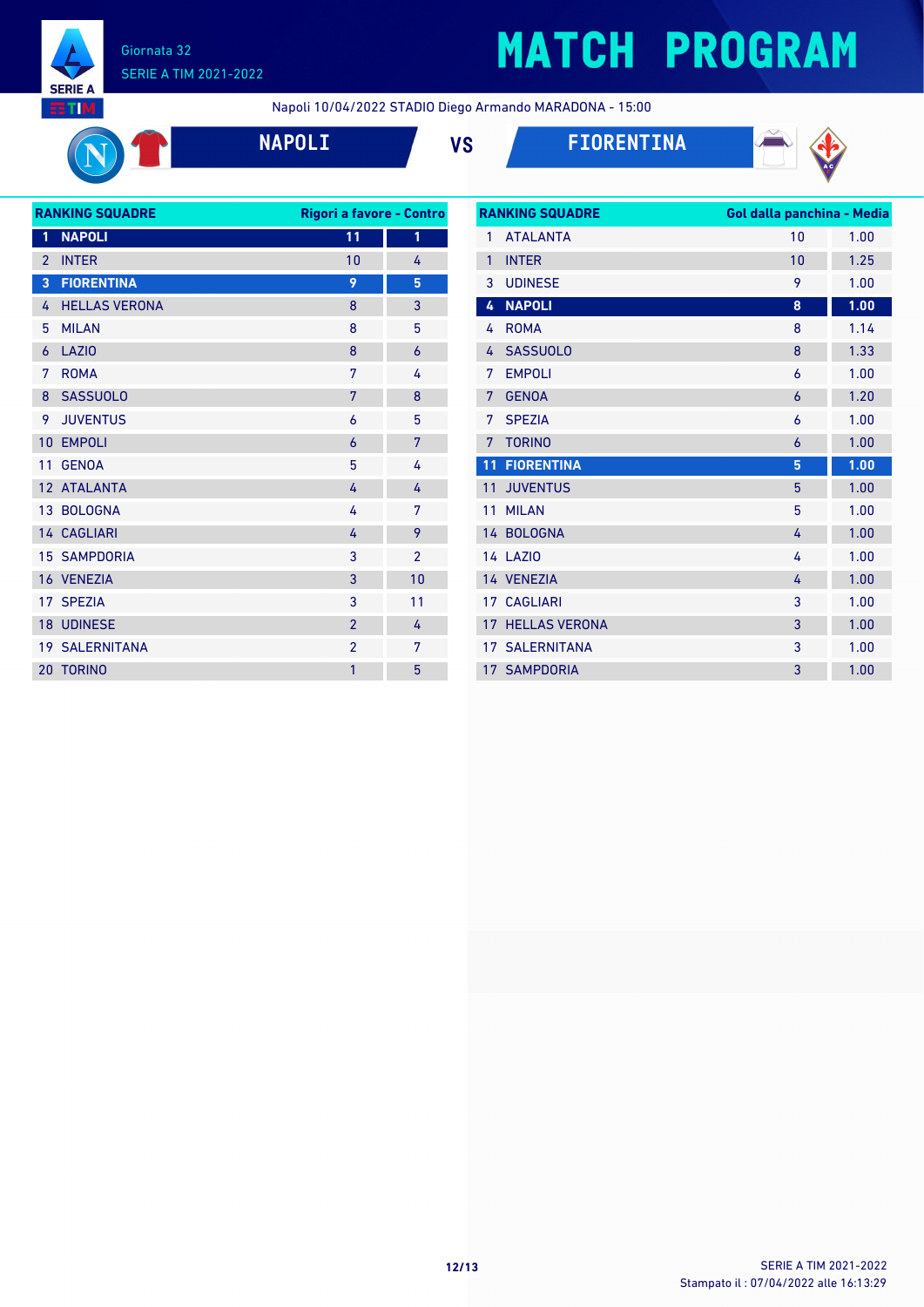# MATCH PROGRAM

Giornata 32
SERIE A TIM 2021-2022

Napoli 10/04/2022 STADIO Diego Armando MARADONA - 15:00

## NAPOLI VS FIORENTINA

| RANKING SQUADRE | | Rigori a favore | Contro |
|---|---|---|---|
| 1 | NAPOLI | 11 | 1 |
| 2 | INTER | 10 | 4 |
| 3 | FIORENTINA | 9 | 5 |
| 4 | HELLAS VERONA | 8 | 3 |
| 5 | MILAN | 8 | 5 |
| 6 | LAZIO | 8 | 6 |
| 7 | ROMA | 7 | 4 |
| 8 | SASSUOLO | 7 | 8 |
| 9 | JUVENTUS | 6 | 5 |
| 10 | EMPOLI | 6 | 7 |
| 11 | GENOA | 5 | 4 |
| 12 | ATALANTA | 4 | 4 |
| 13 | BOLOGNA | 4 | 7 |
| 14 | CAGLIARI | 4 | 9 |
| 15 | SAMPDORIA | 3 | 2 |
| 16 | VENEZIA | 3 | 10 |
| 17 | SPEZIA | 3 | 11 |
| 18 | UDINESE | 2 | 4 |
| 19 | SALERNITANA | 2 | 7 |
| 20 | TORINO | 1 | 5 |

| RANKING SQUADRE | | Gol dalla panchina | Media |
|---|---|---|---|
| 1 | ATALANTA | 10 | 1.00 |
| 1 | INTER | 10 | 1.25 |
| 3 | UDINESE | 9 | 1.00 |
| 4 | NAPOLI | 8 | 1.00 |
| 4 | ROMA | 8 | 1.14 |
| 4 | SASSUOLO | 8 | 1.33 |
| 7 | EMPOLI | 6 | 1.00 |
| 7 | GENOA | 6 | 1.20 |
| 7 | SPEZIA | 6 | 1.00 |
| 7 | TORINO | 6 | 1.00 |
| 11 | FIORENTINA | 5 | 1.00 |
| 11 | JUVENTUS | 5 | 1.00 |
| 11 | MILAN | 5 | 1.00 |
| 14 | BOLOGNA | 4 | 1.00 |
| 14 | LAZIO | 4 | 1.00 |
| 14 | VENEZIA | 4 | 1.00 |
| 17 | CAGLIARI | 3 | 1.00 |
| 17 | HELLAS VERONA | 3 | 1.00 |
| 17 | SALERNITANA | 3 | 1.00 |
| 17 | SAMPDORIA | 3 | 1.00 |

SERIE A TIM 2021-2022
Stampato il : 07/04/2022 alle 16:13:29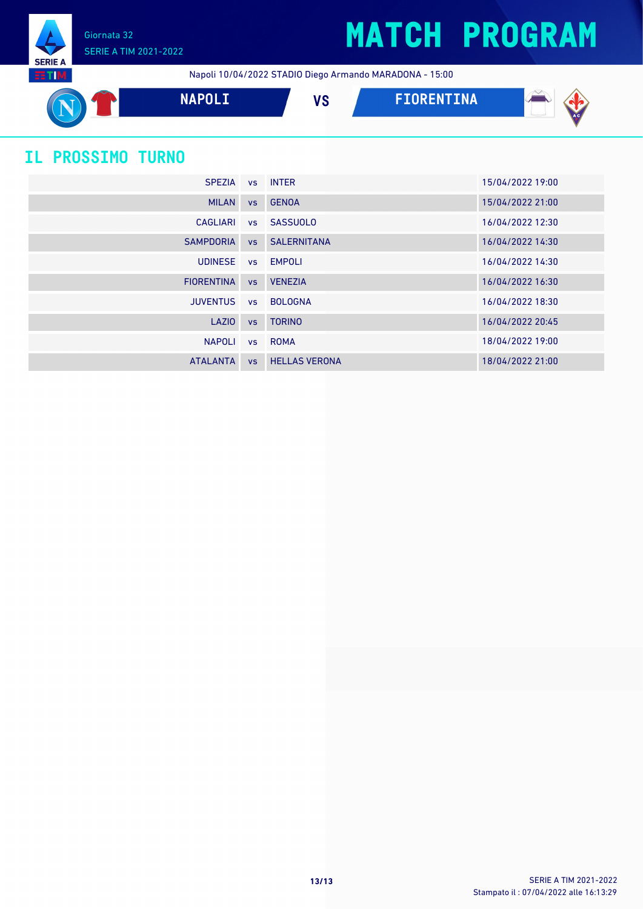# MATCH PROGRAM

Giornata 32
SERIE A TIM 2021-2022

Napoli 10/04/2022 STADIO Diego Armando MARADONA - 15:00

**NAPOLI** VS **FIORENTINA**

## IL PROSSIMO TURNO

| | | | |
|---|---|---|---|
| SPEZIA | vs | INTER | 15/04/2022 19:00 |
| MILAN | vs | GENOA | 15/04/2022 21:00 |
| CAGLIARI | vs | SASSUOLO | 16/04/2022 12:30 |
| SAMPDORIA | vs | SALERNITANA | 16/04/2022 14:30 |
| UDINESE | vs | EMPOLI | 16/04/2022 14:30 |
| FIORENTINA | vs | VENEZIA | 16/04/2022 16:30 |
| JUVENTUS | vs | BOLOGNA | 16/04/2022 18:30 |
| LAZIO | vs | TORINO | 16/04/2022 20:45 |
| NAPOLI | vs | ROMA | 18/04/2022 19:00 |
| ATALANTA | vs | HELLAS VERONA | 18/04/2022 21:00 |

SERIE A TIM 2021-2022
Stampato il : 07/04/2022 alle 16:13:29